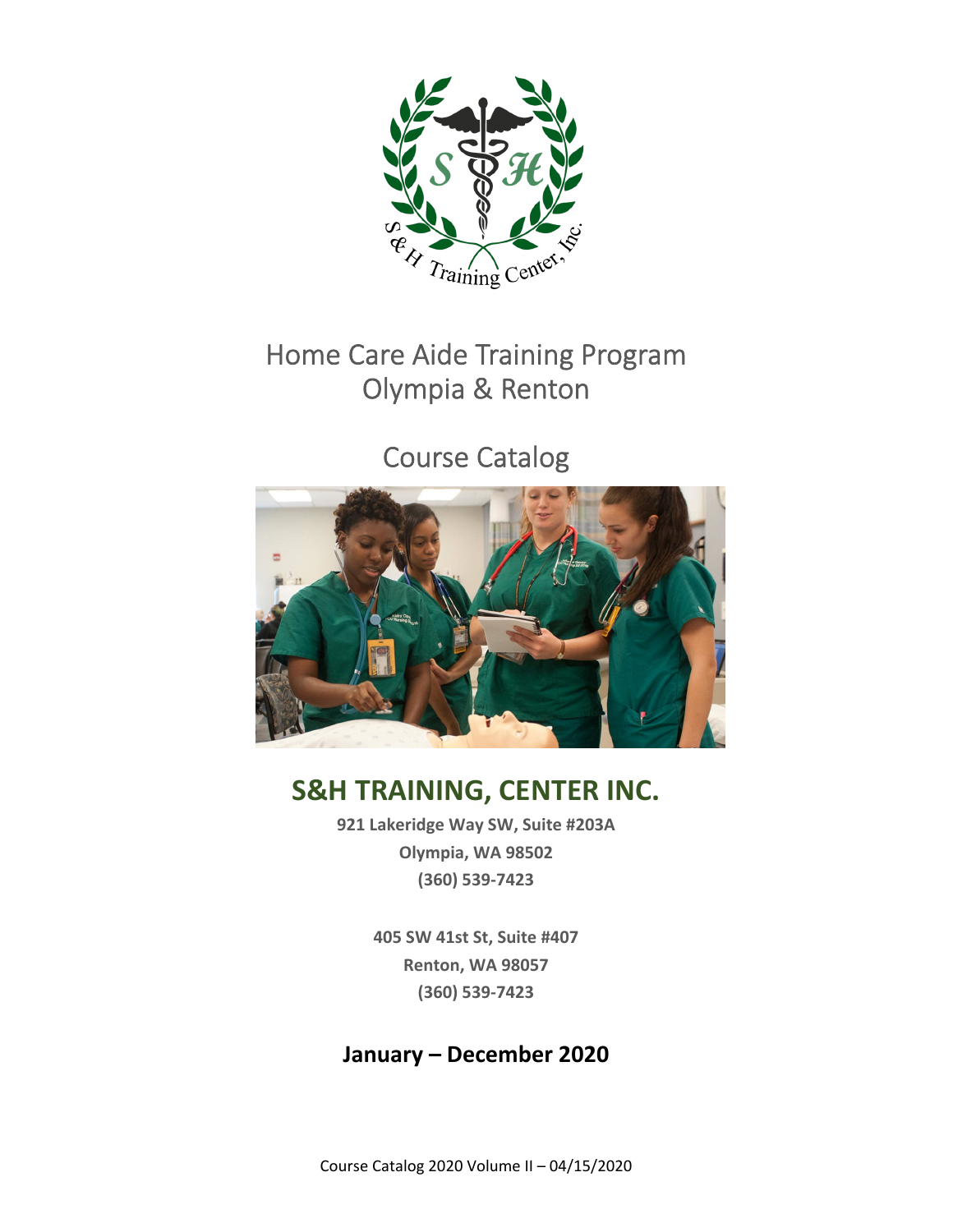S&H Training Center, Inc.

# Home Care Aide Training Program
# Olympia & Renton

# Course Catalog

## S&H TRAINING, CENTER INC.

**921 Lakeridge Way SW, Suite #203A**
**Olympia, WA 98502**
**(360) 539-7423**

**405 SW 41st St, Suite #407**
**Renton, WA 98057**
**(360) 539-7423**

### January – December 2020

Course Catalog 2020 Volume II – 04/15/2020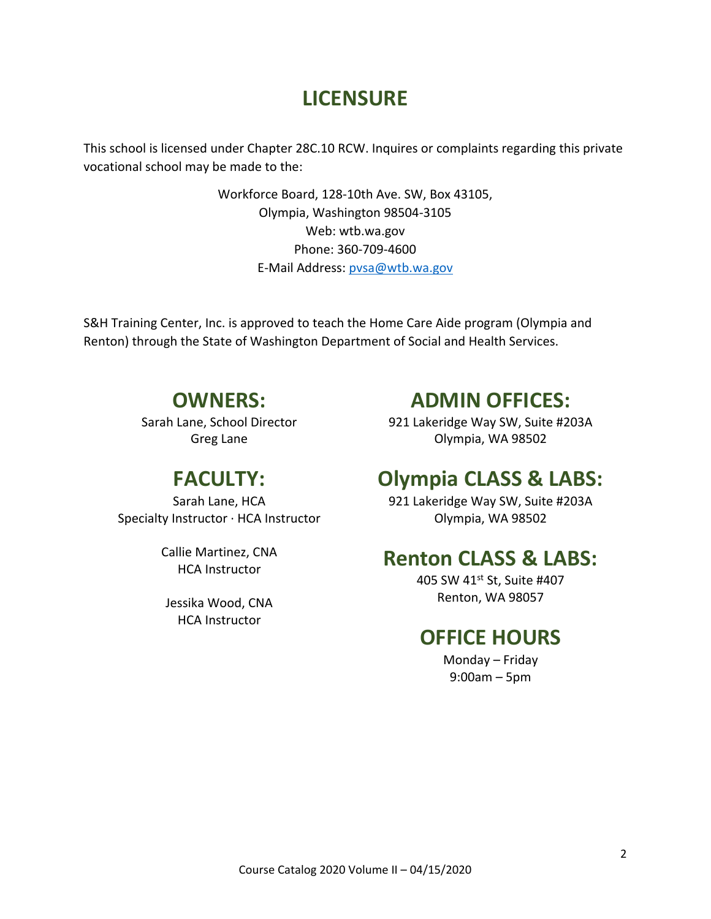# LICENSURE

This school is licensed under Chapter 28C.10 RCW. Inquires or complaints regarding this private vocational school may be made to the:

Workforce Board, 128-10th Ave. SW, Box 43105,
Olympia, Washington 98504-3105
Web: wtb.wa.gov
Phone: 360-709-4600
E-Mail Address: pvsa@wtb.wa.gov

S&H Training Center, Inc. is approved to teach the Home Care Aide program (Olympia and Renton) through the State of Washington Department of Social and Health Services.

## OWNERS:

Sarah Lane, School Director
Greg Lane

## FACULTY:

Sarah Lane, HCA
Specialty Instructor · HCA Instructor

Callie Martinez, CNA
HCA Instructor

Jessika Wood, CNA
HCA Instructor

## ADMIN OFFICES:

921 Lakeridge Way SW, Suite #203A
Olympia, WA 98502

## Olympia CLASS & LABS:

921 Lakeridge Way SW, Suite #203A
Olympia, WA 98502

## Renton CLASS & LABS:

405 SW 41st St, Suite #407
Renton, WA 98057

## OFFICE HOURS

Monday – Friday
9:00am – 5pm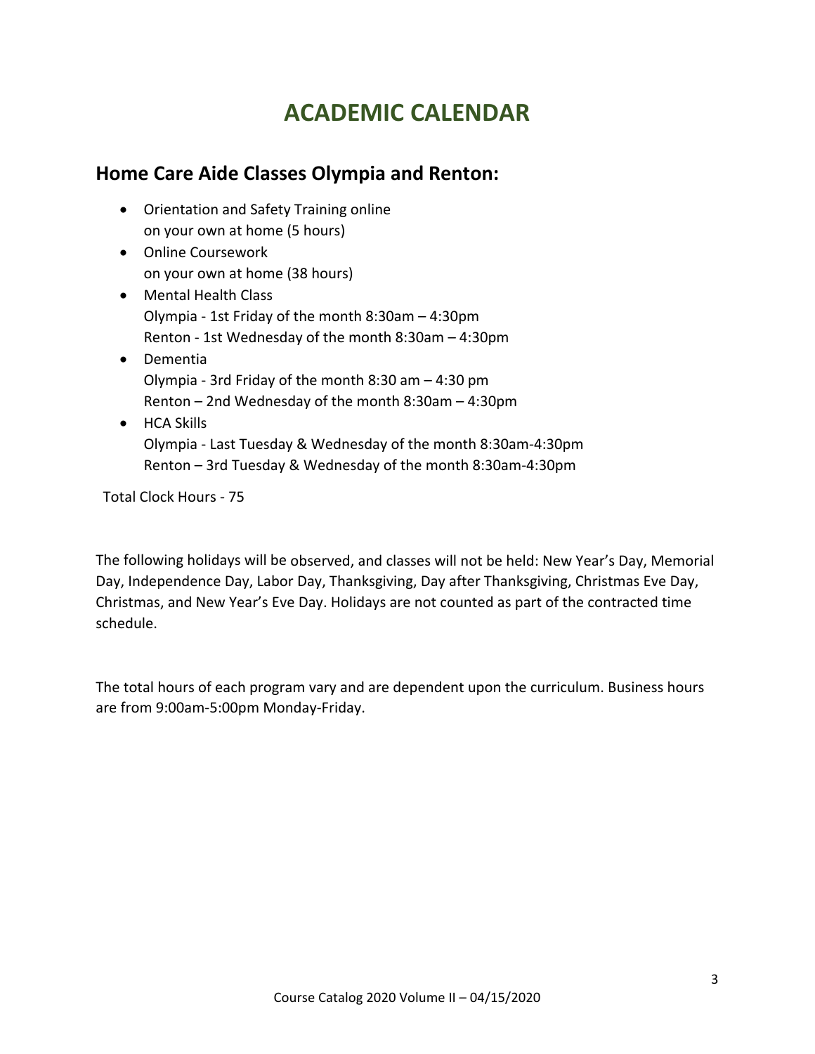# ACADEMIC CALENDAR

## Home Care Aide Classes Olympia and Renton:

- Orientation and Safety Training online
  on your own at home (5 hours)
- Online Coursework
  on your own at home (38 hours)
- Mental Health Class
  Olympia - 1st Friday of the month 8:30am – 4:30pm
  Renton - 1st Wednesday of the month 8:30am – 4:30pm
- Dementia
  Olympia - 3rd Friday of the month 8:30 am – 4:30 pm
  Renton – 2nd Wednesday of the month 8:30am – 4:30pm
- HCA Skills
  Olympia - Last Tuesday & Wednesday of the month 8:30am-4:30pm
  Renton – 3rd Tuesday & Wednesday of the month 8:30am-4:30pm

Total Clock Hours - 75

The following holidays will be observed, and classes will not be held: New Year's Day, Memorial Day, Independence Day, Labor Day, Thanksgiving, Day after Thanksgiving, Christmas Eve Day, Christmas, and New Year's Eve Day. Holidays are not counted as part of the contracted time schedule.

The total hours of each program vary and are dependent upon the curriculum. Business hours are from 9:00am-5:00pm Monday-Friday.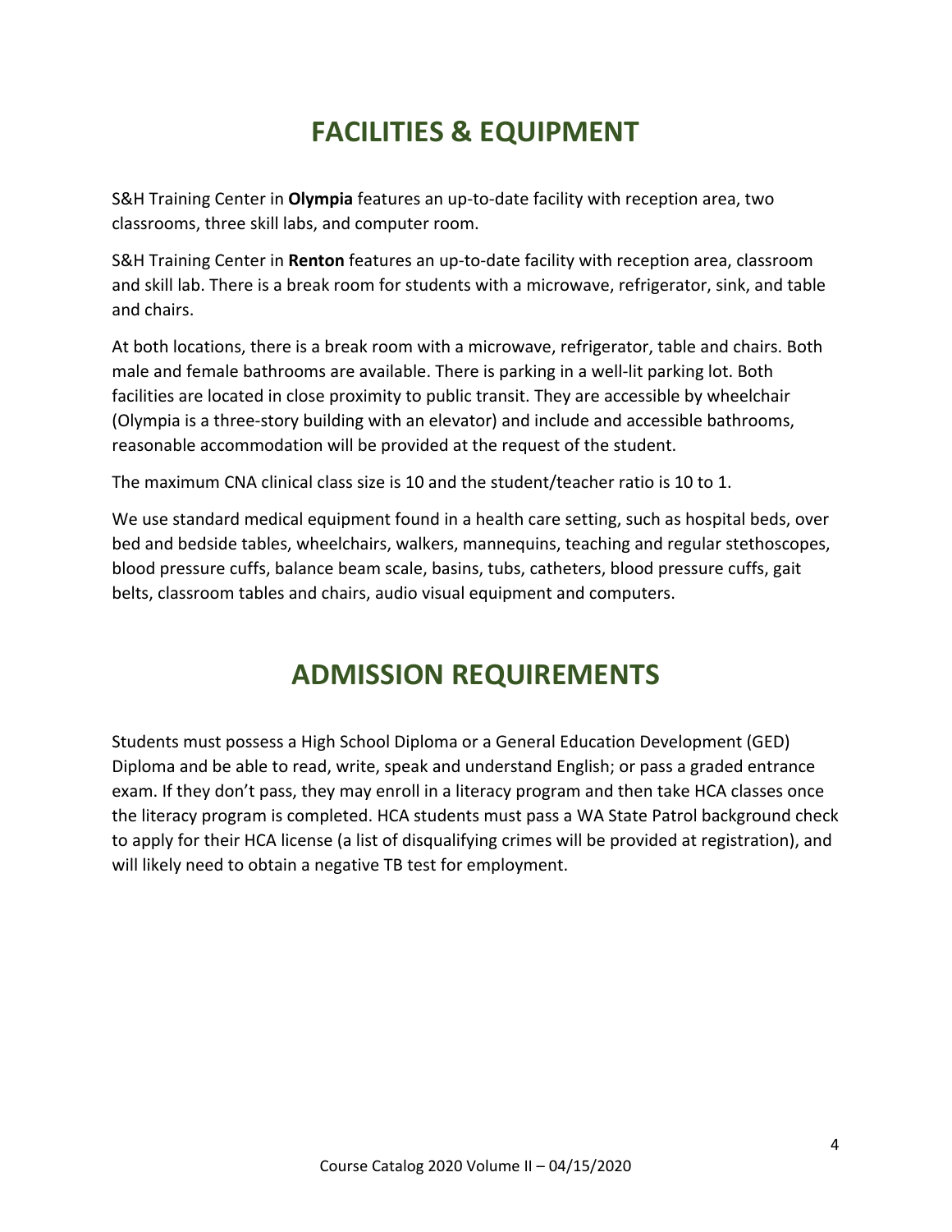# FACILITIES & EQUIPMENT

S&H Training Center in **Olympia** features an up-to-date facility with reception area, two classrooms, three skill labs, and computer room.

S&H Training Center in **Renton** features an up-to-date facility with reception area, classroom and skill lab. There is a break room for students with a microwave, refrigerator, sink, and table and chairs.

At both locations, there is a break room with a microwave, refrigerator, table and chairs. Both male and female bathrooms are available. There is parking in a well-lit parking lot. Both facilities are located in close proximity to public transit. They are accessible by wheelchair (Olympia is a three-story building with an elevator) and include and accessible bathrooms, reasonable accommodation will be provided at the request of the student.

The maximum CNA clinical class size is 10 and the student/teacher ratio is 10 to 1.

We use standard medical equipment found in a health care setting, such as hospital beds, over bed and bedside tables, wheelchairs, walkers, mannequins, teaching and regular stethoscopes, blood pressure cuffs, balance beam scale, basins, tubs, catheters, blood pressure cuffs, gait belts, classroom tables and chairs, audio visual equipment and computers.

# ADMISSION REQUIREMENTS

Students must possess a High School Diploma or a General Education Development (GED) Diploma and be able to read, write, speak and understand English; or pass a graded entrance exam. If they don't pass, they may enroll in a literacy program and then take HCA classes once the literacy program is completed. HCA students must pass a WA State Patrol background check to apply for their HCA license (a list of disqualifying crimes will be provided at registration), and will likely need to obtain a negative TB test for employment.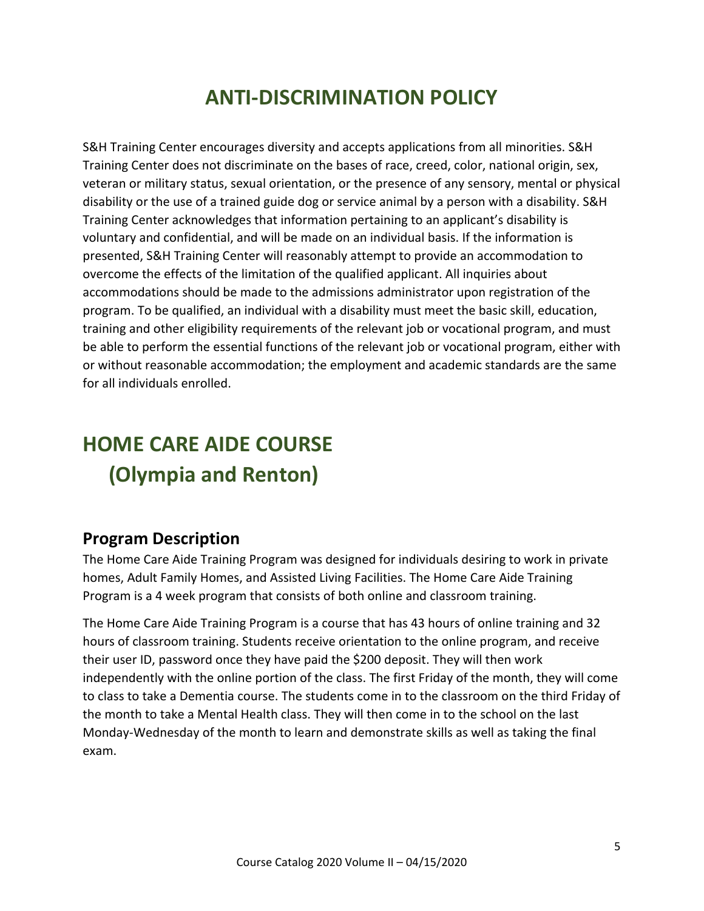# ANTI-DISCRIMINATION POLICY

S&H Training Center encourages diversity and accepts applications from all minorities. S&H Training Center does not discriminate on the bases of race, creed, color, national origin, sex, veteran or military status, sexual orientation, or the presence of any sensory, mental or physical disability or the use of a trained guide dog or service animal by a person with a disability. S&H Training Center acknowledges that information pertaining to an applicant's disability is voluntary and confidential, and will be made on an individual basis. If the information is presented, S&H Training Center will reasonably attempt to provide an accommodation to overcome the effects of the limitation of the qualified applicant. All inquiries about accommodations should be made to the admissions administrator upon registration of the program. To be qualified, an individual with a disability must meet the basic skill, education, training and other eligibility requirements of the relevant job or vocational program, and must be able to perform the essential functions of the relevant job or vocational program, either with or without reasonable accommodation; the employment and academic standards are the same for all individuals enrolled.

# HOME CARE AIDE COURSE (Olympia and Renton)

## Program Description

The Home Care Aide Training Program was designed for individuals desiring to work in private homes, Adult Family Homes, and Assisted Living Facilities. The Home Care Aide Training Program is a 4 week program that consists of both online and classroom training.

The Home Care Aide Training Program is a course that has 43 hours of online training and 32 hours of classroom training. Students receive orientation to the online program, and receive their user ID, password once they have paid the $200 deposit. They will then work independently with the online portion of the class. The first Friday of the month, they will come to class to take a Dementia course. The students come in to the classroom on the third Friday of the month to take a Mental Health class. They will then come in to the school on the last Monday-Wednesday of the month to learn and demonstrate skills as well as taking the final exam.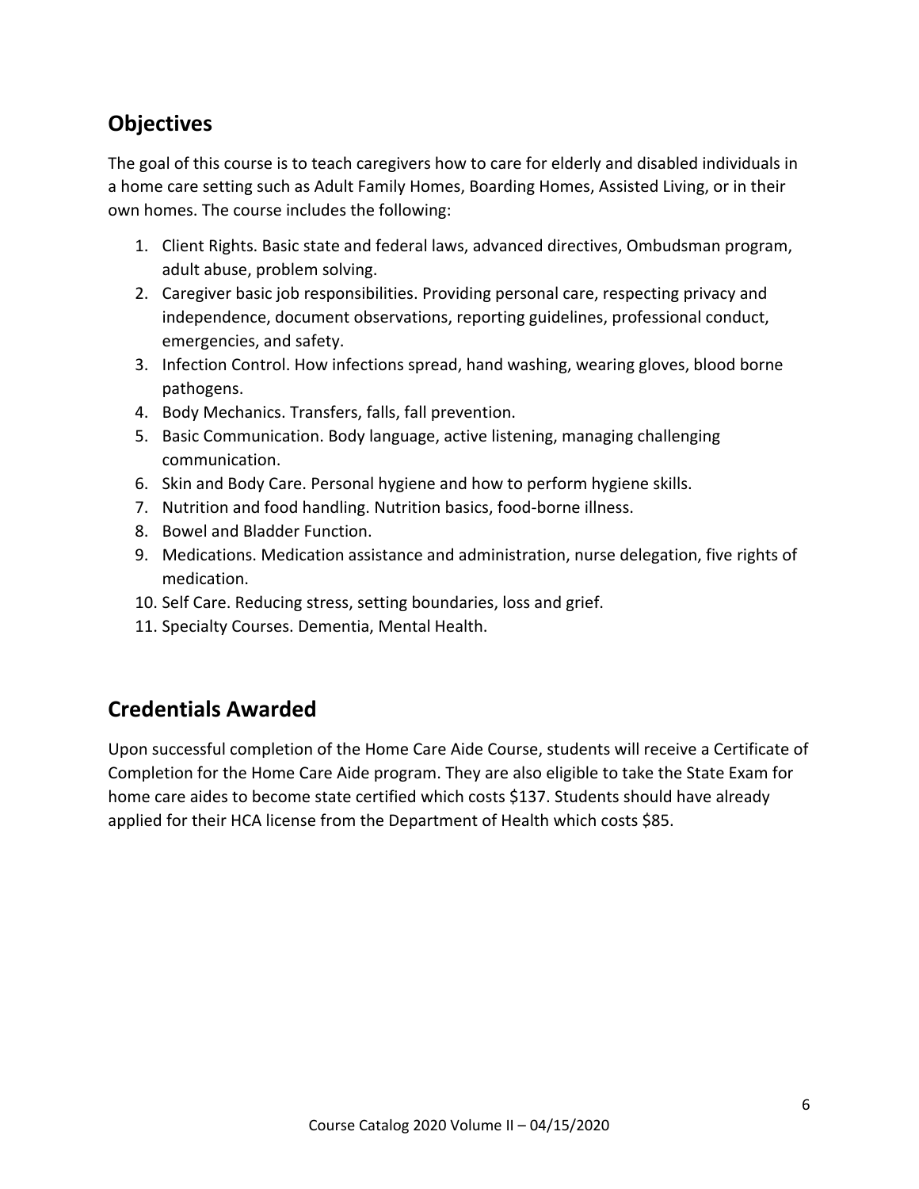## Objectives

The goal of this course is to teach caregivers how to care for elderly and disabled individuals in a home care setting such as Adult Family Homes, Boarding Homes, Assisted Living, or in their own homes. The course includes the following:

1. Client Rights. Basic state and federal laws, advanced directives, Ombudsman program, adult abuse, problem solving.
2. Caregiver basic job responsibilities. Providing personal care, respecting privacy and independence, document observations, reporting guidelines, professional conduct, emergencies, and safety.
3. Infection Control. How infections spread, hand washing, wearing gloves, blood borne pathogens.
4. Body Mechanics. Transfers, falls, fall prevention.
5. Basic Communication. Body language, active listening, managing challenging communication.
6. Skin and Body Care. Personal hygiene and how to perform hygiene skills.
7. Nutrition and food handling. Nutrition basics, food-borne illness.
8. Bowel and Bladder Function.
9. Medications. Medication assistance and administration, nurse delegation, five rights of medication.
10. Self Care. Reducing stress, setting boundaries, loss and grief.
11. Specialty Courses. Dementia, Mental Health.

## Credentials Awarded

Upon successful completion of the Home Care Aide Course, students will receive a Certificate of Completion for the Home Care Aide program. They are also eligible to take the State Exam for home care aides to become state certified which costs $137. Students should have already applied for their HCA license from the Department of Health which costs $85.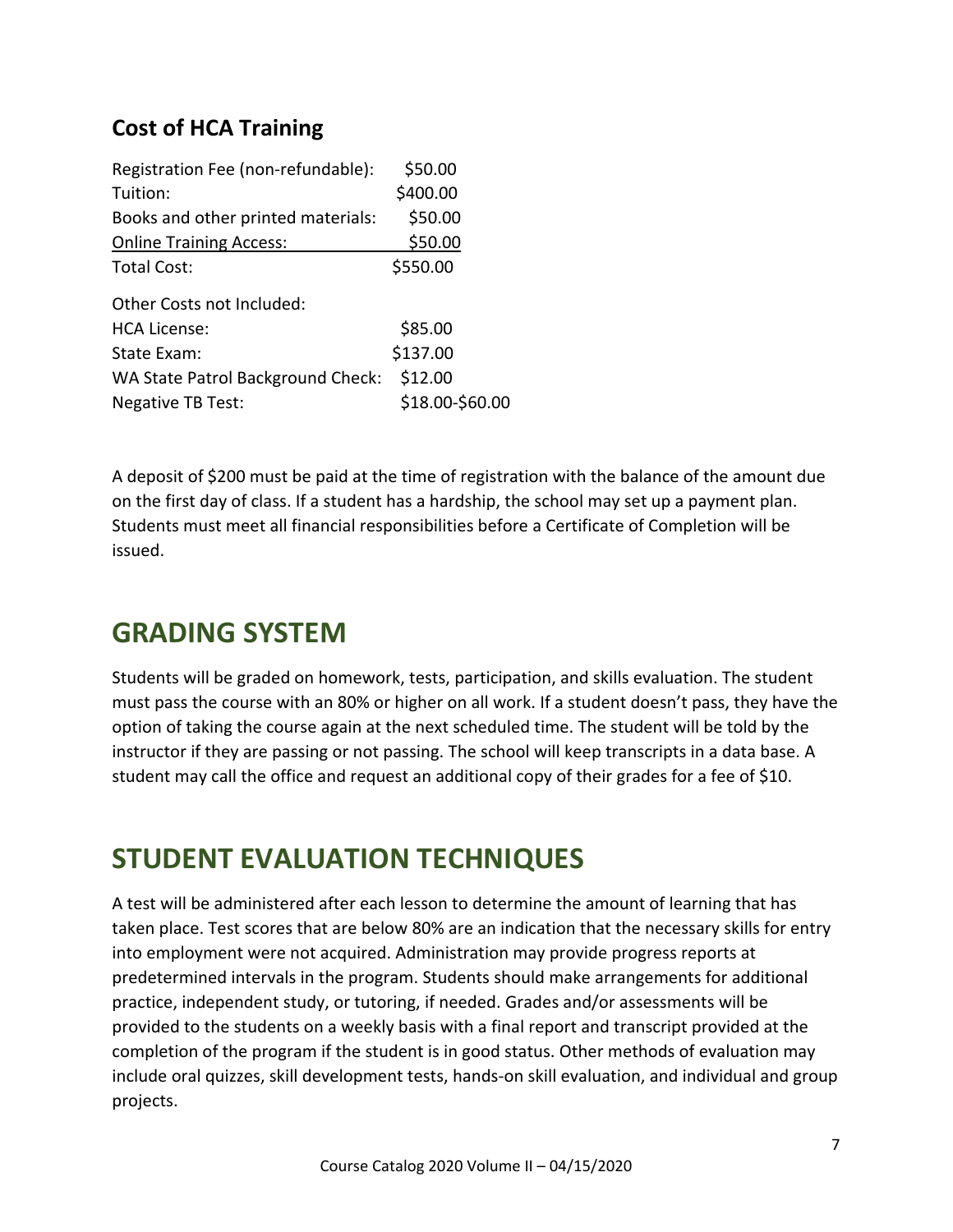## Cost of HCA Training

| | |
|---|---|
| Registration Fee (non-refundable): | $50.00 |
| Tuition: | $400.00 |
| Books and other printed materials: | $50.00 |
| Online Training Access: | $50.00 |
| Total Cost: | $550.00 |
| Other Costs not Included: | |
| HCA License: | $85.00 |
| State Exam: | $137.00 |
| WA State Patrol Background Check: | $12.00 |
| Negative TB Test: | $18.00-$60.00 |

A deposit of $200 must be paid at the time of registration with the balance of the amount due on the first day of class. If a student has a hardship, the school may set up a payment plan. Students must meet all financial responsibilities before a Certificate of Completion will be issued.

# GRADING SYSTEM

Students will be graded on homework, tests, participation, and skills evaluation. The student must pass the course with an 80% or higher on all work. If a student doesn't pass, they have the option of taking the course again at the next scheduled time. The student will be told by the instructor if they are passing or not passing. The school will keep transcripts in a data base. A student may call the office and request an additional copy of their grades for a fee of $10.

# STUDENT EVALUATION TECHNIQUES

A test will be administered after each lesson to determine the amount of learning that has taken place. Test scores that are below 80% are an indication that the necessary skills for entry into employment were not acquired. Administration may provide progress reports at predetermined intervals in the program. Students should make arrangements for additional practice, independent study, or tutoring, if needed. Grades and/or assessments will be provided to the students on a weekly basis with a final report and transcript provided at the completion of the program if the student is in good status. Other methods of evaluation may include oral quizzes, skill development tests, hands-on skill evaluation, and individual and group projects.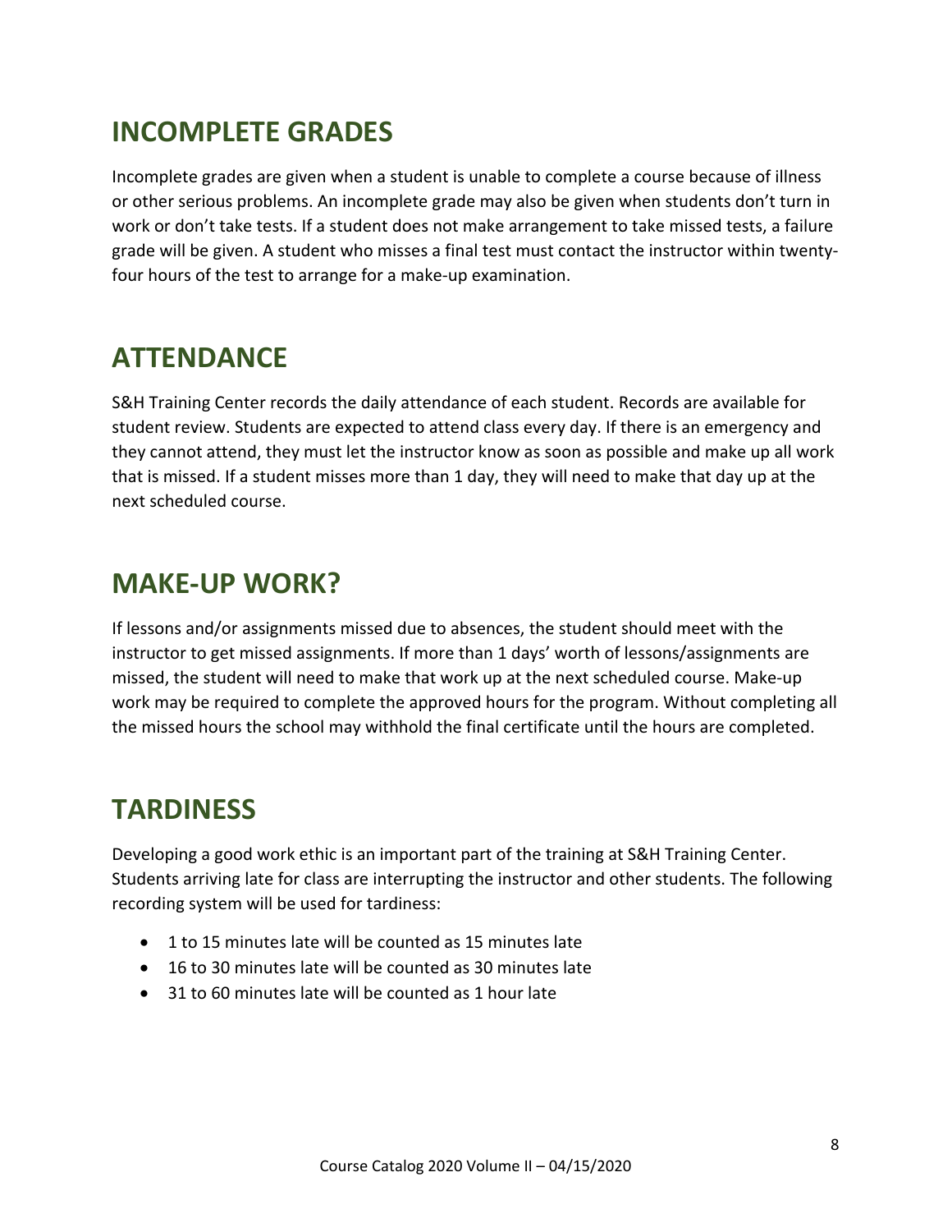## INCOMPLETE GRADES

Incomplete grades are given when a student is unable to complete a course because of illness or other serious problems. An incomplete grade may also be given when students don't turn in work or don't take tests. If a student does not make arrangement to take missed tests, a failure grade will be given. A student who misses a final test must contact the instructor within twenty-four hours of the test to arrange for a make-up examination.

## ATTENDANCE

S&H Training Center records the daily attendance of each student. Records are available for student review. Students are expected to attend class every day. If there is an emergency and they cannot attend, they must let the instructor know as soon as possible and make up all work that is missed. If a student misses more than 1 day, they will need to make that day up at the next scheduled course.

## MAKE-UP WORK?

If lessons and/or assignments missed due to absences, the student should meet with the instructor to get missed assignments. If more than 1 days' worth of lessons/assignments are missed, the student will need to make that work up at the next scheduled course. Make-up work may be required to complete the approved hours for the program. Without completing all the missed hours the school may withhold the final certificate until the hours are completed.

## TARDINESS

Developing a good work ethic is an important part of the training at S&H Training Center. Students arriving late for class are interrupting the instructor and other students. The following recording system will be used for tardiness:

- 1 to 15 minutes late will be counted as 15 minutes late
- 16 to 30 minutes late will be counted as 30 minutes late
- 31 to 60 minutes late will be counted as 1 hour late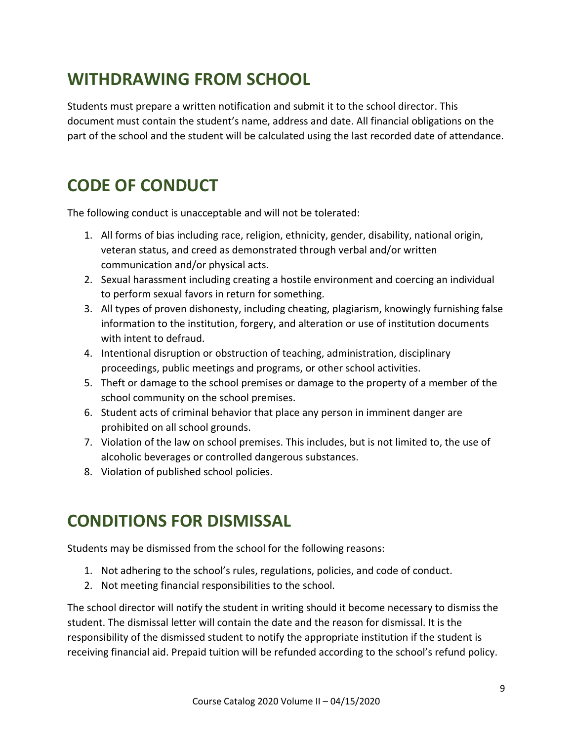## WITHDRAWING FROM SCHOOL

Students must prepare a written notification and submit it to the school director. This document must contain the student's name, address and date. All financial obligations on the part of the school and the student will be calculated using the last recorded date of attendance.

## CODE OF CONDUCT

The following conduct is unacceptable and will not be tolerated:

1. All forms of bias including race, religion, ethnicity, gender, disability, national origin, veteran status, and creed as demonstrated through verbal and/or written communication and/or physical acts.
2. Sexual harassment including creating a hostile environment and coercing an individual to perform sexual favors in return for something.
3. All types of proven dishonesty, including cheating, plagiarism, knowingly furnishing false information to the institution, forgery, and alteration or use of institution documents with intent to defraud.
4. Intentional disruption or obstruction of teaching, administration, disciplinary proceedings, public meetings and programs, or other school activities.
5. Theft or damage to the school premises or damage to the property of a member of the school community on the school premises.
6. Student acts of criminal behavior that place any person in imminent danger are prohibited on all school grounds.
7. Violation of the law on school premises. This includes, but is not limited to, the use of alcoholic beverages or controlled dangerous substances.
8. Violation of published school policies.

## CONDITIONS FOR DISMISSAL

Students may be dismissed from the school for the following reasons:

1. Not adhering to the school's rules, regulations, policies, and code of conduct.
2. Not meeting financial responsibilities to the school.

The school director will notify the student in writing should it become necessary to dismiss the student. The dismissal letter will contain the date and the reason for dismissal. It is the responsibility of the dismissed student to notify the appropriate institution if the student is receiving financial aid. Prepaid tuition will be refunded according to the school's refund policy.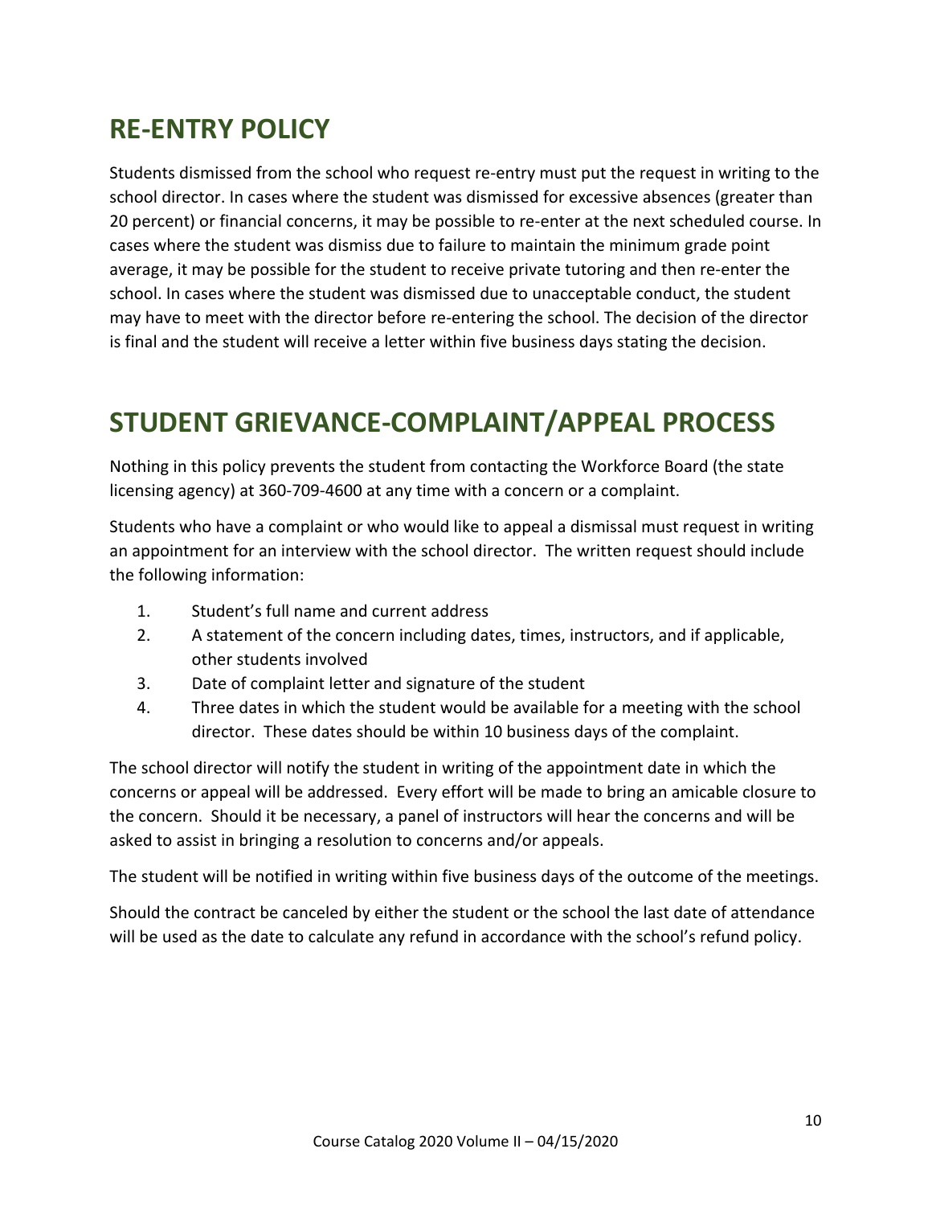## RE-ENTRY POLICY

Students dismissed from the school who request re-entry must put the request in writing to the school director. In cases where the student was dismissed for excessive absences (greater than 20 percent) or financial concerns, it may be possible to re-enter at the next scheduled course. In cases where the student was dismiss due to failure to maintain the minimum grade point average, it may be possible for the student to receive private tutoring and then re-enter the school. In cases where the student was dismissed due to unacceptable conduct, the student may have to meet with the director before re-entering the school. The decision of the director is final and the student will receive a letter within five business days stating the decision.

## STUDENT GRIEVANCE-COMPLAINT/APPEAL PROCESS

Nothing in this policy prevents the student from contacting the Workforce Board (the state licensing agency) at 360-709-4600 at any time with a concern or a complaint.

Students who have a complaint or who would like to appeal a dismissal must request in writing an appointment for an interview with the school director. The written request should include the following information:

1. Student's full name and current address
2. A statement of the concern including dates, times, instructors, and if applicable, other students involved
3. Date of complaint letter and signature of the student
4. Three dates in which the student would be available for a meeting with the school director. These dates should be within 10 business days of the complaint.

The school director will notify the student in writing of the appointment date in which the concerns or appeal will be addressed. Every effort will be made to bring an amicable closure to the concern. Should it be necessary, a panel of instructors will hear the concerns and will be asked to assist in bringing a resolution to concerns and/or appeals.

The student will be notified in writing within five business days of the outcome of the meetings.

Should the contract be canceled by either the student or the school the last date of attendance will be used as the date to calculate any refund in accordance with the school's refund policy.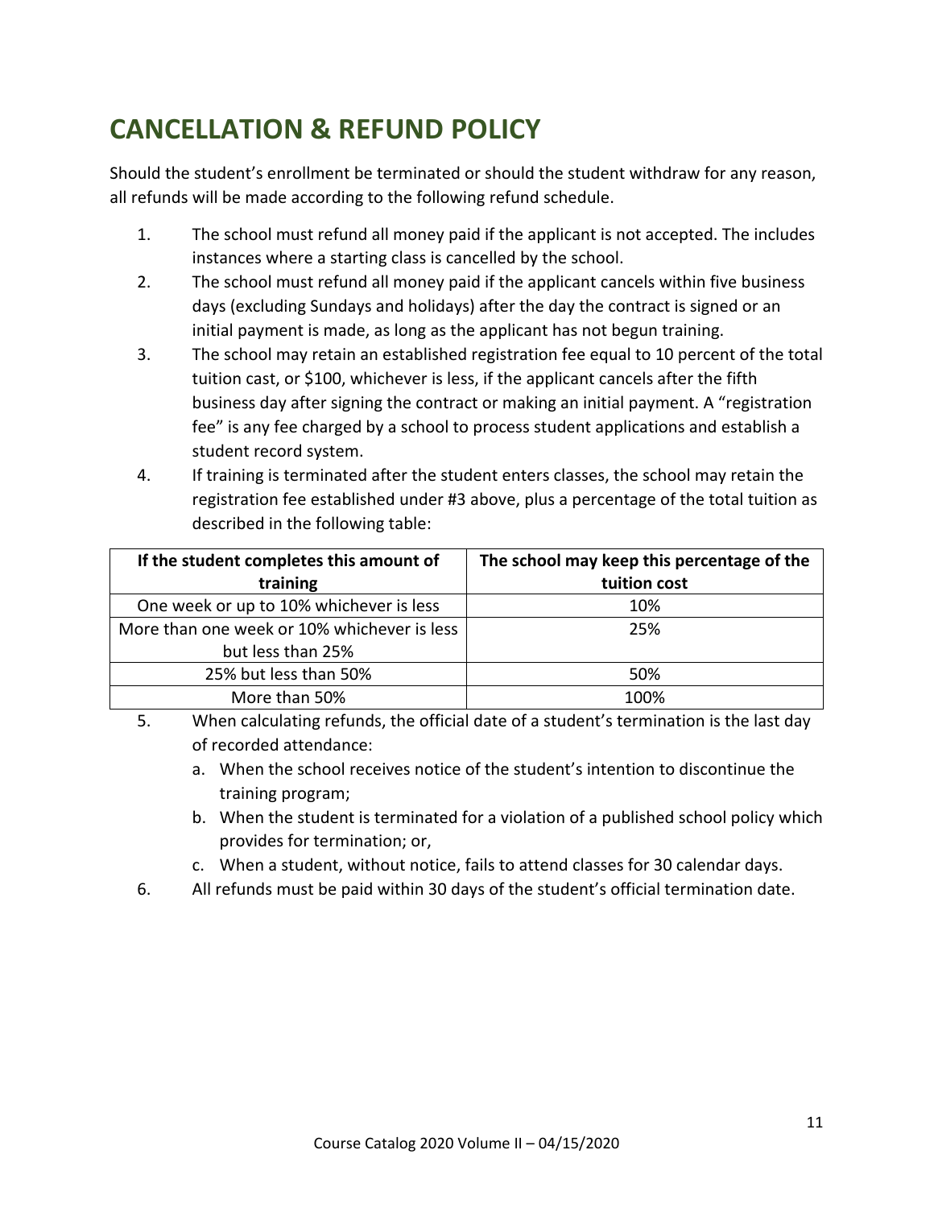# CANCELLATION & REFUND POLICY

Should the student's enrollment be terminated or should the student withdraw for any reason, all refunds will be made according to the following refund schedule.

1. The school must refund all money paid if the applicant is not accepted. The includes instances where a starting class is cancelled by the school.
2. The school must refund all money paid if the applicant cancels within five business days (excluding Sundays and holidays) after the day the contract is signed or an initial payment is made, as long as the applicant has not begun training.
3. The school may retain an established registration fee equal to 10 percent of the total tuition cast, or $100, whichever is less, if the applicant cancels after the fifth business day after signing the contract or making an initial payment. A "registration fee" is any fee charged by a school to process student applications and establish a student record system.
4. If training is terminated after the student enters classes, the school may retain the registration fee established under #3 above, plus a percentage of the total tuition as described in the following table:

| If the student completes this amount of training | The school may keep this percentage of the tuition cost |
|---|---|
| One week or up to 10% whichever is less | 10% |
| More than one week or 10% whichever is less but less than 25% | 25% |
| 25% but less than 50% | 50% |
| More than 50% | 100% |

5. When calculating refunds, the official date of a student's termination is the last day of recorded attendance:
   a. When the school receives notice of the student's intention to discontinue the training program;
   b. When the student is terminated for a violation of a published school policy which provides for termination; or,
   c. When a student, without notice, fails to attend classes for 30 calendar days.
6. All refunds must be paid within 30 days of the student's official termination date.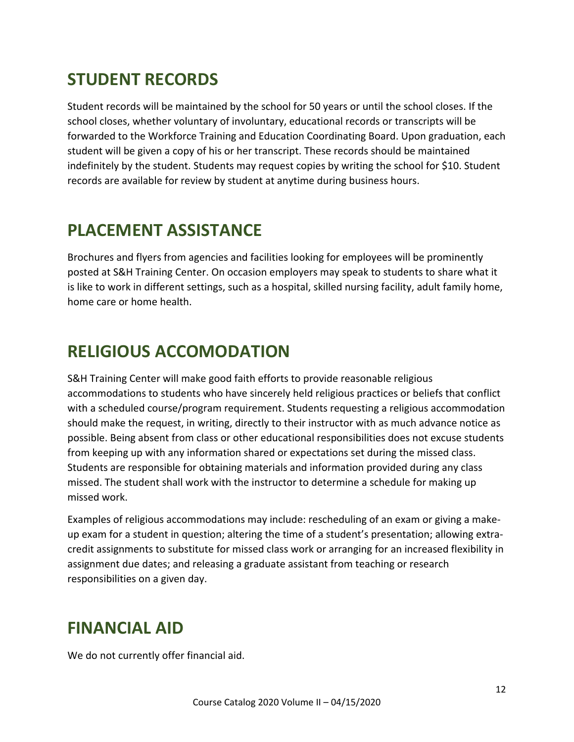## STUDENT RECORDS

Student records will be maintained by the school for 50 years or until the school closes. If the school closes, whether voluntary of involuntary, educational records or transcripts will be forwarded to the Workforce Training and Education Coordinating Board. Upon graduation, each student will be given a copy of his or her transcript. These records should be maintained indefinitely by the student. Students may request copies by writing the school for $10. Student records are available for review by student at anytime during business hours.

## PLACEMENT ASSISTANCE

Brochures and flyers from agencies and facilities looking for employees will be prominently posted at S&H Training Center. On occasion employers may speak to students to share what it is like to work in different settings, such as a hospital, skilled nursing facility, adult family home, home care or home health.

## RELIGIOUS ACCOMODATION

S&H Training Center will make good faith efforts to provide reasonable religious accommodations to students who have sincerely held religious practices or beliefs that conflict with a scheduled course/program requirement. Students requesting a religious accommodation should make the request, in writing, directly to their instructor with as much advance notice as possible. Being absent from class or other educational responsibilities does not excuse students from keeping up with any information shared or expectations set during the missed class. Students are responsible for obtaining materials and information provided during any class missed. The student shall work with the instructor to determine a schedule for making up missed work.

Examples of religious accommodations may include: rescheduling of an exam or giving a make-up exam for a student in question; altering the time of a student's presentation; allowing extra-credit assignments to substitute for missed class work or arranging for an increased flexibility in assignment due dates; and releasing a graduate assistant from teaching or research responsibilities on a given day.

## FINANCIAL AID

We do not currently offer financial aid.